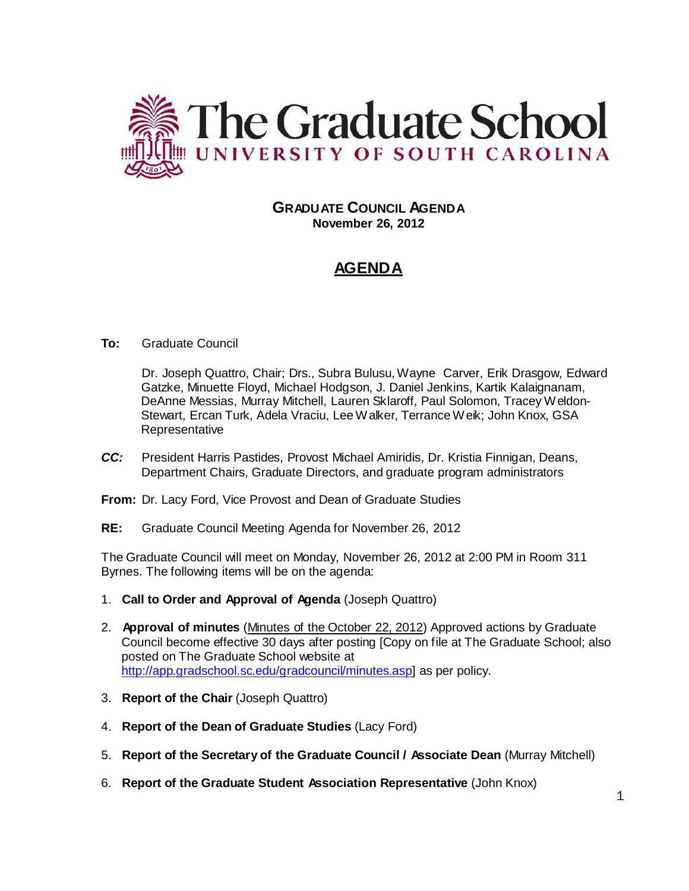# The Graduate School
## UNIVERSITY OF SOUTH CAROLINA

**GRADUATE COUNCIL AGENDA**
**November 26, 2012**

## AGENDA

**To:** Graduate Council

Dr. Joseph Quattro, Chair; Drs., Subra Bulusu, Wayne Carver, Erik Drasgow, Edward Gatzke, Minuette Floyd, Michael Hodgson, J. Daniel Jenkins, Kartik Kalaignanam, DeAnne Messias, Murray Mitchell, Lauren Sklaroff, Paul Solomon, Tracey Weldon-Stewart, Ercan Turk, Adela Vraciu, Lee Walker, Terrance Weik; John Knox, GSA Representative

***CC:*** President Harris Pastides, Provost Michael Amiridis, Dr. Kristia Finnigan, Deans, Department Chairs, Graduate Directors, and graduate program administrators

**From:** Dr. Lacy Ford, Vice Provost and Dean of Graduate Studies

**RE:** Graduate Council Meeting Agenda for November 26, 2012

The Graduate Council will meet on Monday, November 26, 2012 at 2:00 PM in Room 311 Byrnes. The following items will be on the agenda:

1. **Call to Order and Approval of Agenda** (Joseph Quattro)
2. **Approval of minutes** (Minutes of the October 22, 2012) Approved actions by Graduate Council become effective 30 days after posting [Copy on file at The Graduate School; also posted on The Graduate School website at http://app.gradschool.sc.edu/gradcouncil/minutes.asp] as per policy.
3. **Report of the Chair** (Joseph Quattro)
4. **Report of the Dean of Graduate Studies** (Lacy Ford)
5. **Report of the Secretary of the Graduate Council / Associate Dean** (Murray Mitchell)
6. **Report of the Graduate Student Association Representative** (John Knox)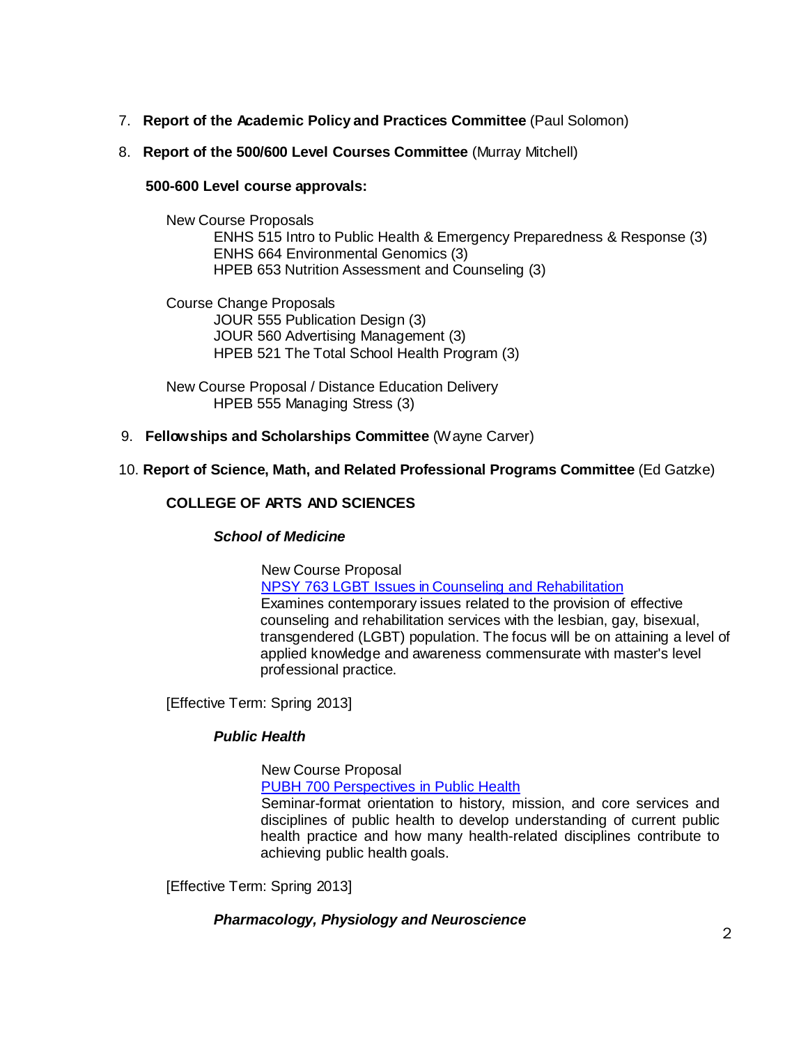7. **Report of the Academic Policy and Practices Committee** (Paul Solomon)

8. **Report of the 500/600 Level Courses Committee** (Murray Mitchell)

   **500-600 Level course approvals:**

   New Course Proposals
   - ENHS 515 Intro to Public Health & Emergency Preparedness & Response (3)
   - ENHS 664 Environmental Genomics (3)
   - HPEB 653 Nutrition Assessment and Counseling (3)

   Course Change Proposals
   - JOUR 555 Publication Design (3)
   - JOUR 560 Advertising Management (3)
   - HPEB 521 The Total School Health Program (3)

   New Course Proposal / Distance Education Delivery
   - HPEB 555 Managing Stress (3)

9. **Fellowships and Scholarships Committee** (Wayne Carver)

10. **Report of Science, Math, and Related Professional Programs Committee** (Ed Gatzke)

    **COLLEGE OF ARTS AND SCIENCES**

    ***School of Medicine***

    New Course Proposal
    NPSY 763 LGBT Issues in Counseling and Rehabilitation
    Examines contemporary issues related to the provision of effective counseling and rehabilitation services with the lesbian, gay, bisexual, transgendered (LGBT) population. The focus will be on attaining a level of applied knowledge and awareness commensurate with master's level professional practice.

    [Effective Term: Spring 2013]

    ***Public Health***

    New Course Proposal
    PUBH 700 Perspectives in Public Health
    Seminar-format orientation to history, mission, and core services and disciplines of public health to develop understanding of current public health practice and how many health-related disciplines contribute to achieving public health goals.

    [Effective Term: Spring 2013]

    ***Pharmacology, Physiology and Neuroscience***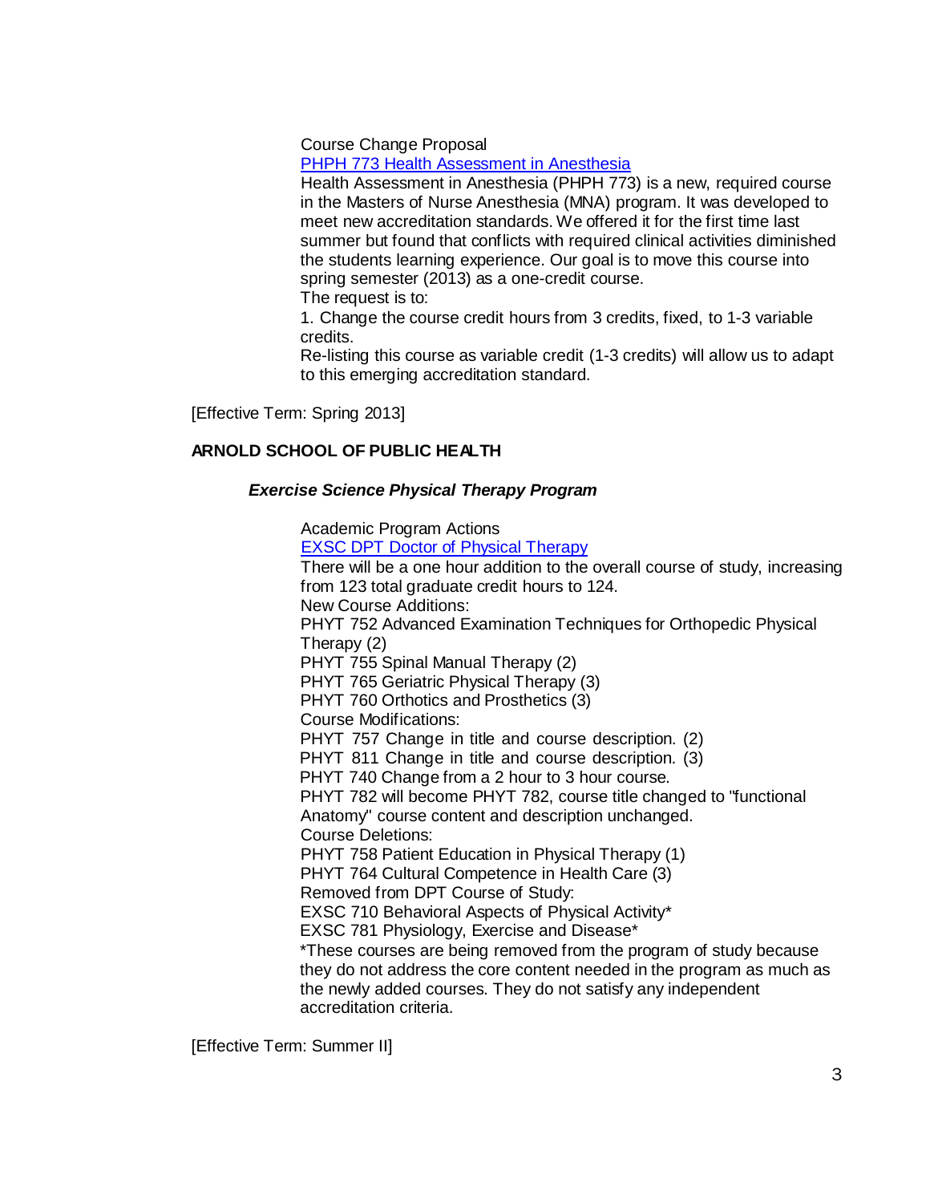Course Change Proposal

[PHPH 773 Health Assessment in Anesthesia]

Health Assessment in Anesthesia (PHPH 773) is a new, required course in the Masters of Nurse Anesthesia (MNA) program. It was developed to meet new accreditation standards. We offered it for the first time last summer but found that conflicts with required clinical activities diminished the students learning experience. Our goal is to move this course into spring semester (2013) as a one-credit course.

The request is to:

1. Change the course credit hours from 3 credits, fixed, to 1-3 variable credits.

Re-listing this course as variable credit (1-3 credits) will allow us to adapt to this emerging accreditation standard.

[Effective Term: Spring 2013]

## ARNOLD SCHOOL OF PUBLIC HEALTH

### *Exercise Science Physical Therapy Program*

Academic Program Actions

[EXSC DPT Doctor of Physical Therapy]

There will be a one hour addition to the overall course of study, increasing from 123 total graduate credit hours to 124.

New Course Additions:

PHYT 752 Advanced Examination Techniques for Orthopedic Physical Therapy (2)

PHYT 755 Spinal Manual Therapy (2)

PHYT 765 Geriatric Physical Therapy (3)

PHYT 760 Orthotics and Prosthetics (3)

Course Modifications:

PHYT 757 Change in title and course description. (2)

PHYT 811 Change in title and course description. (3)

PHYT 740 Change from a 2 hour to 3 hour course.

PHYT 782 will become PHYT 782, course title changed to "functional Anatomy" course content and description unchanged.

Course Deletions:

PHYT 758 Patient Education in Physical Therapy (1)

PHYT 764 Cultural Competence in Health Care (3)

Removed from DPT Course of Study:

EXSC 710 Behavioral Aspects of Physical Activity*

EXSC 781 Physiology, Exercise and Disease*

*These courses are being removed from the program of study because they do not address the core content needed in the program as much as the newly added courses. They do not satisfy any independent accreditation criteria.

[Effective Term: Summer II]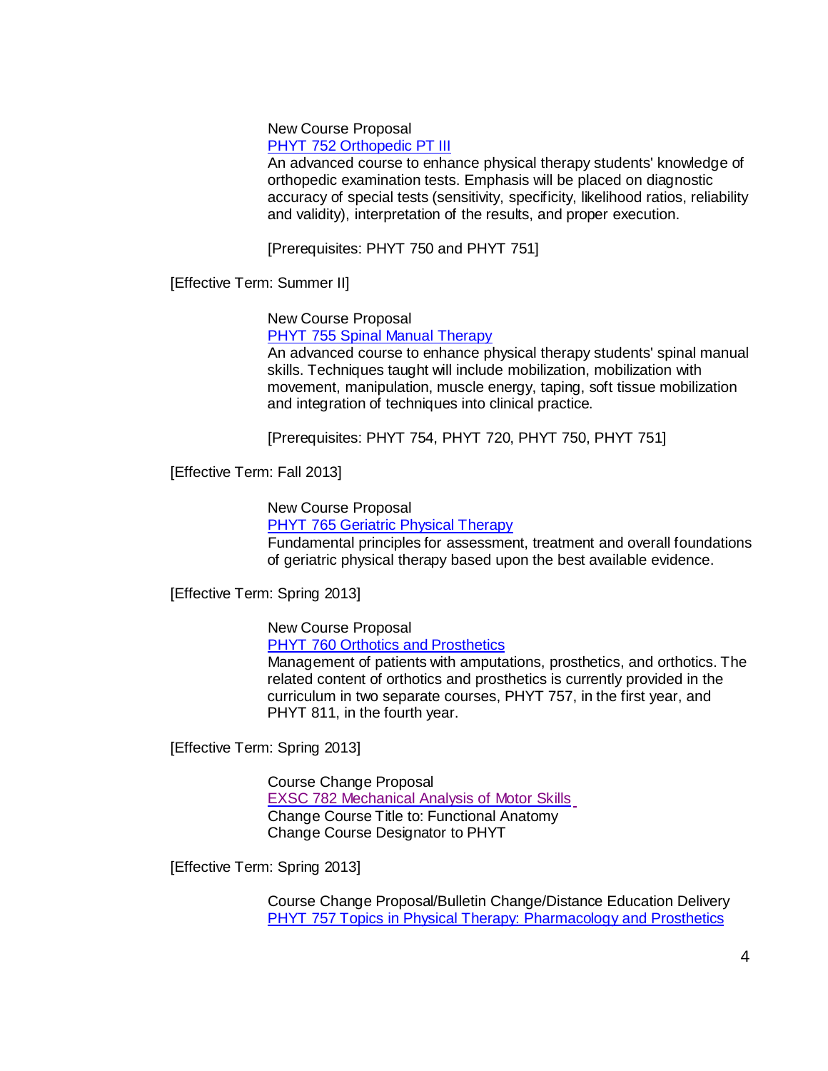New Course Proposal
PHYT 752 Orthopedic PT III
An advanced course to enhance physical therapy students' knowledge of orthopedic examination tests. Emphasis will be placed on diagnostic accuracy of special tests (sensitivity, specificity, likelihood ratios, reliability and validity), interpretation of the results, and proper execution.

[Prerequisites: PHYT 750 and PHYT 751]

[Effective Term: Summer II]

New Course Proposal
PHYT 755 Spinal Manual Therapy
An advanced course to enhance physical therapy students' spinal manual skills. Techniques taught will include mobilization, mobilization with movement, manipulation, muscle energy, taping, soft tissue mobilization and integration of techniques into clinical practice.

[Prerequisites: PHYT 754, PHYT 720, PHYT 750, PHYT 751]

[Effective Term: Fall 2013]

New Course Proposal
PHYT 765 Geriatric Physical Therapy
Fundamental principles for assessment, treatment and overall foundations of geriatric physical therapy based upon the best available evidence.

[Effective Term: Spring 2013]

New Course Proposal
PHYT 760 Orthotics and Prosthetics
Management of patients with amputations, prosthetics, and orthotics. The related content of orthotics and prosthetics is currently provided in the curriculum in two separate courses, PHYT 757, in the first year, and PHYT 811, in the fourth year.

[Effective Term: Spring 2013]

Course Change Proposal
EXSC 782 Mechanical Analysis of Motor Skills
Change Course Title to: Functional Anatomy
Change Course Designator to PHYT

[Effective Term: Spring 2013]

Course Change Proposal/Bulletin Change/Distance Education Delivery
PHYT 757 Topics in Physical Therapy: Pharmacology and Prosthetics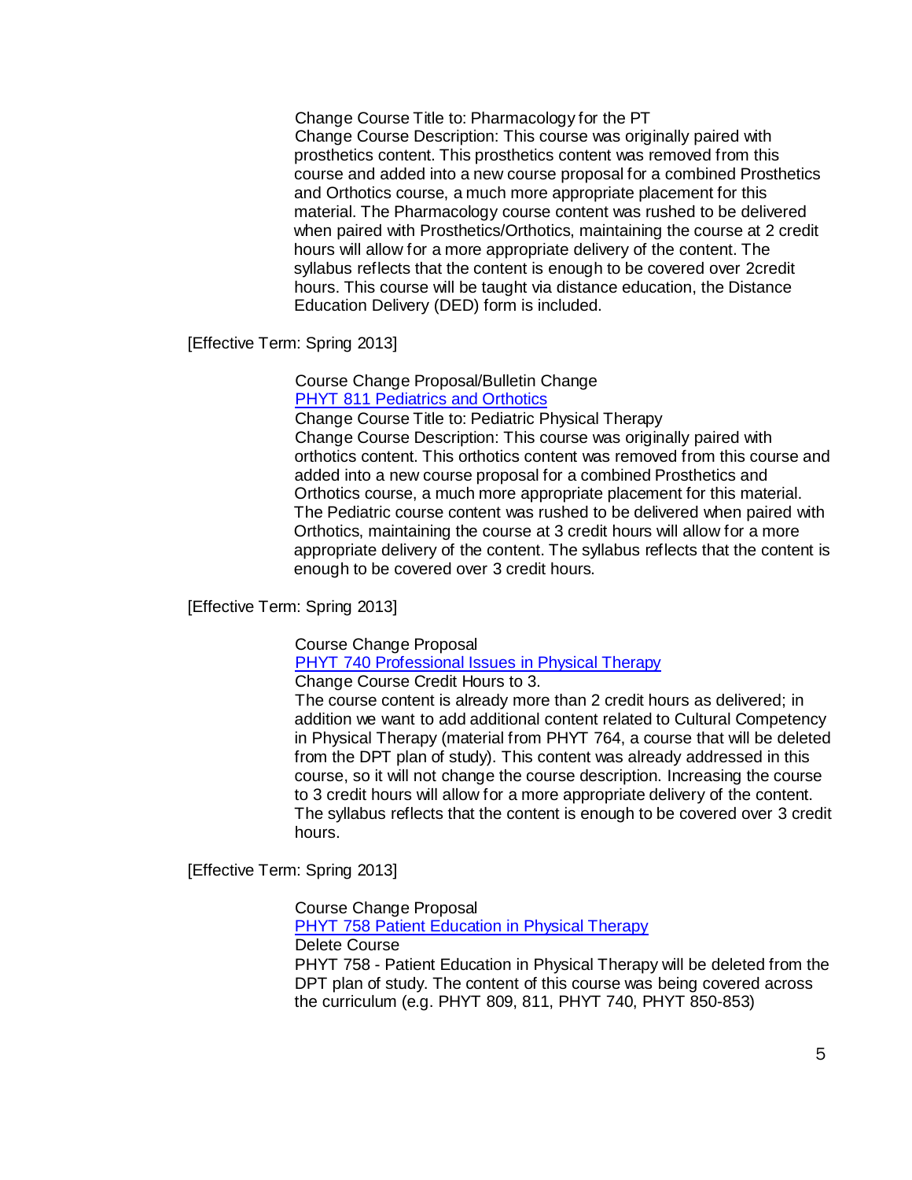Change Course Title to: Pharmacology for the PT
Change Course Description: This course was originally paired with prosthetics content. This prosthetics content was removed from this course and added into a new course proposal for a combined Prosthetics and Orthotics course, a much more appropriate placement for this material. The Pharmacology course content was rushed to be delivered when paired with Prosthetics/Orthotics, maintaining the course at 2 credit hours will allow for a more appropriate delivery of the content. The syllabus reflects that the content is enough to be covered over 2credit hours. This course will be taught via distance education, the Distance Education Delivery (DED) form is included.

[Effective Term: Spring 2013]

Course Change Proposal/Bulletin Change
PHYT 811 Pediatrics and Orthotics
Change Course Title to: Pediatric Physical Therapy
Change Course Description: This course was originally paired with orthotics content. This orthotics content was removed from this course and added into a new course proposal for a combined Prosthetics and Orthotics course, a much more appropriate placement for this material. The Pediatric course content was rushed to be delivered when paired with Orthotics, maintaining the course at 3 credit hours will allow for a more appropriate delivery of the content. The syllabus reflects that the content is enough to be covered over 3 credit hours.

[Effective Term: Spring 2013]

Course Change Proposal
PHYT 740 Professional Issues in Physical Therapy
Change Course Credit Hours to 3.
The course content is already more than 2 credit hours as delivered; in addition we want to add additional content related to Cultural Competency in Physical Therapy (material from PHYT 764, a course that will be deleted from the DPT plan of study). This content was already addressed in this course, so it will not change the course description. Increasing the course to 3 credit hours will allow for a more appropriate delivery of the content. The syllabus reflects that the content is enough to be covered over 3 credit hours.

[Effective Term: Spring 2013]

Course Change Proposal
PHYT 758 Patient Education in Physical Therapy
Delete Course
PHYT 758 - Patient Education in Physical Therapy will be deleted from the DPT plan of study. The content of this course was being covered across the curriculum (e.g. PHYT 809, 811, PHYT 740, PHYT 850-853)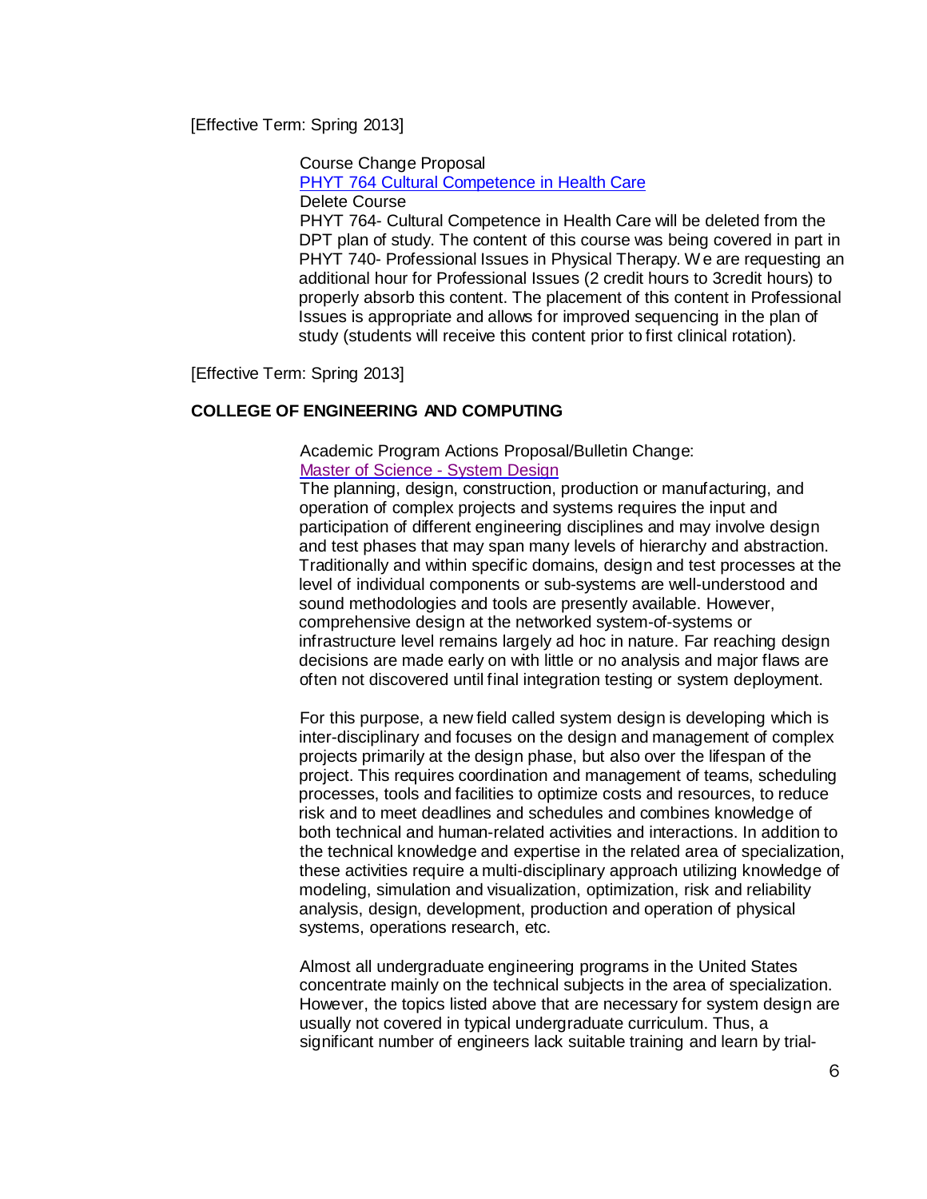[Effective Term: Spring 2013]

Course Change Proposal
PHYT 764 Cultural Competence in Health Care
Delete Course
PHYT 764- Cultural Competence in Health Care will be deleted from the DPT plan of study. The content of this course was being covered in part in PHYT 740- Professional Issues in Physical Therapy. We are requesting an additional hour for Professional Issues (2 credit hours to 3credit hours) to properly absorb this content. The placement of this content in Professional Issues is appropriate and allows for improved sequencing in the plan of study (students will receive this content prior to first clinical rotation).

[Effective Term: Spring 2013]

**COLLEGE OF ENGINEERING AND COMPUTING**

Academic Program Actions Proposal/Bulletin Change:
Master of Science - System Design
The planning, design, construction, production or manufacturing, and operation of complex projects and systems requires the input and participation of different engineering disciplines and may involve design and test phases that may span many levels of hierarchy and abstraction. Traditionally and within specific domains, design and test processes at the level of individual components or sub-systems are well-understood and sound methodologies and tools are presently available. However, comprehensive design at the networked system-of-systems or infrastructure level remains largely ad hoc in nature. Far reaching design decisions are made early on with little or no analysis and major flaws are often not discovered until final integration testing or system deployment.

For this purpose, a new field called system design is developing which is inter-disciplinary and focuses on the design and management of complex projects primarily at the design phase, but also over the lifespan of the project. This requires coordination and management of teams, scheduling processes, tools and facilities to optimize costs and resources, to reduce risk and to meet deadlines and schedules and combines knowledge of both technical and human-related activities and interactions. In addition to the technical knowledge and expertise in the related area of specialization, these activities require a multi-disciplinary approach utilizing knowledge of modeling, simulation and visualization, optimization, risk and reliability analysis, design, development, production and operation of physical systems, operations research, etc.

Almost all undergraduate engineering programs in the United States concentrate mainly on the technical subjects in the area of specialization. However, the topics listed above that are necessary for system design are usually not covered in typical undergraduate curriculum. Thus, a significant number of engineers lack suitable training and learn by trial-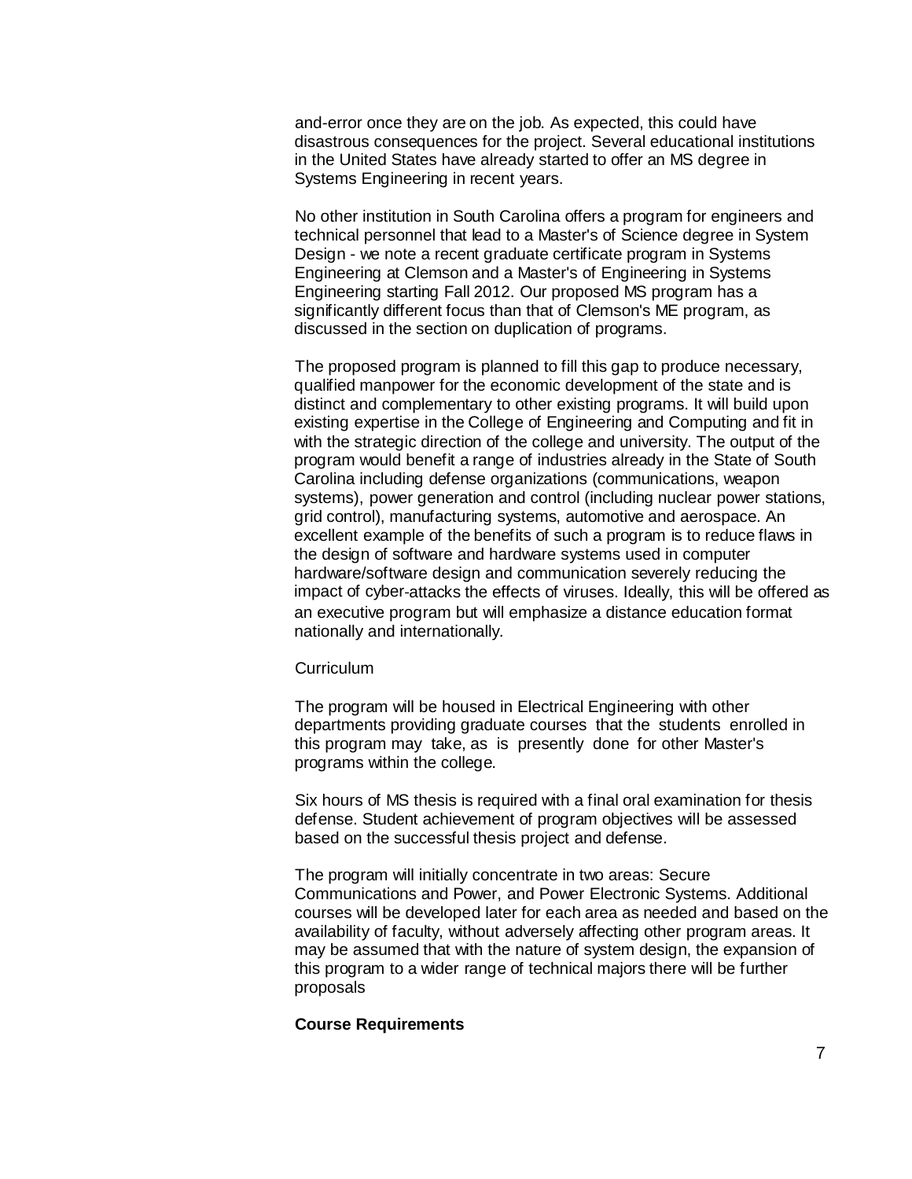and-error once they are on the job. As expected, this could have disastrous consequences for the project. Several educational institutions in the United States have already started to offer an MS degree in Systems Engineering in recent years.

No other institution in South Carolina offers a program for engineers and technical personnel that lead to a Master's of Science degree in System Design - we note a recent graduate certificate program in Systems Engineering at Clemson and a Master's of Engineering in Systems Engineering starting Fall 2012. Our proposed MS program has a significantly different focus than that of Clemson's ME program, as discussed in the section on duplication of programs.

The proposed program is planned to fill this gap to produce necessary, qualified manpower for the economic development of the state and is distinct and complementary to other existing programs. It will build upon existing expertise in the College of Engineering and Computing and fit in with the strategic direction of the college and university. The output of the program would benefit a range of industries already in the State of South Carolina including defense organizations (communications, weapon systems), power generation and control (including nuclear power stations, grid control), manufacturing systems, automotive and aerospace. An excellent example of the benefits of such a program is to reduce flaws in the design of software and hardware systems used in computer hardware/software design and communication severely reducing the impact of cyber-attacks the effects of viruses. Ideally, this will be offered as an executive program but will emphasize a distance education format nationally and internationally.

Curriculum

The program will be housed in Electrical Engineering with other departments providing graduate courses that the students enrolled in this program may take, as is presently done for other Master's programs within the college.

Six hours of MS thesis is required with a final oral examination for thesis defense. Student achievement of program objectives will be assessed based on the successful thesis project and defense.

The program will initially concentrate in two areas: Secure Communications and Power, and Power Electronic Systems. Additional courses will be developed later for each area as needed and based on the availability of faculty, without adversely affecting other program areas. It may be assumed that with the nature of system design, the expansion of this program to a wider range of technical majors there will be further proposals

**Course Requirements**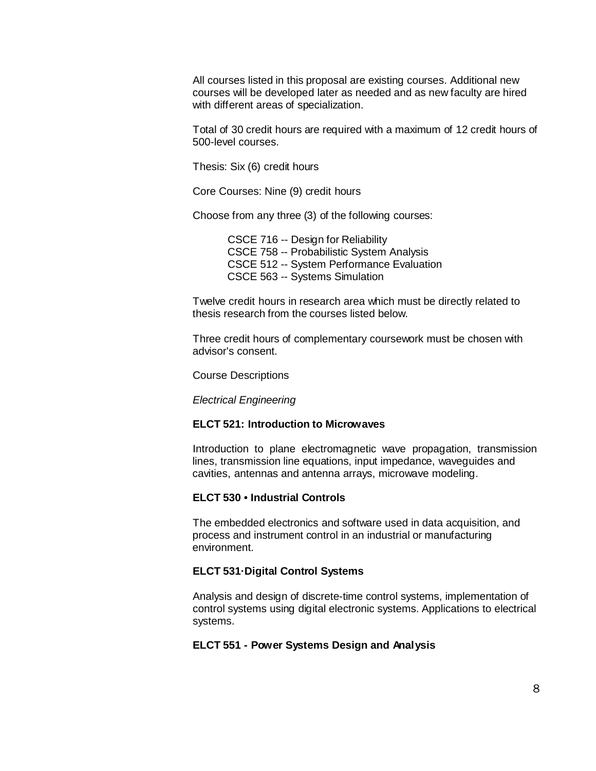All courses listed in this proposal are existing courses. Additional new courses will be developed later as needed and as new faculty are hired with different areas of specialization.

Total of 30 credit hours are required with a maximum of 12 credit hours of 500-level courses.

Thesis: Six (6) credit hours

Core Courses: Nine (9) credit hours

Choose from any three (3) of the following courses:

- CSCE 716 -- Design for Reliability
- CSCE 758 -- Probabilistic System Analysis
- CSCE 512 -- System Performance Evaluation
- CSCE 563 -- Systems Simulation

Twelve credit hours in research area which must be directly related to thesis research from the courses listed below.

Three credit hours of complementary coursework must be chosen with advisor's consent.

Course Descriptions

*Electrical Engineering*

**ELCT 521: Introduction to Microwaves**

Introduction to plane electromagnetic wave propagation, transmission lines, transmission line equations, input impedance, waveguides and cavities, antennas and antenna arrays, microwave modeling.

**ELCT 530 • Industrial Controls**

The embedded electronics and software used in data acquisition, and process and instrument control in an industrial or manufacturing environment.

**ELCT 531·Digital Control Systems**

Analysis and design of discrete-time control systems, implementation of control systems using digital electronic systems. Applications to electrical systems.

**ELCT 551 - Power Systems Design and Analysis**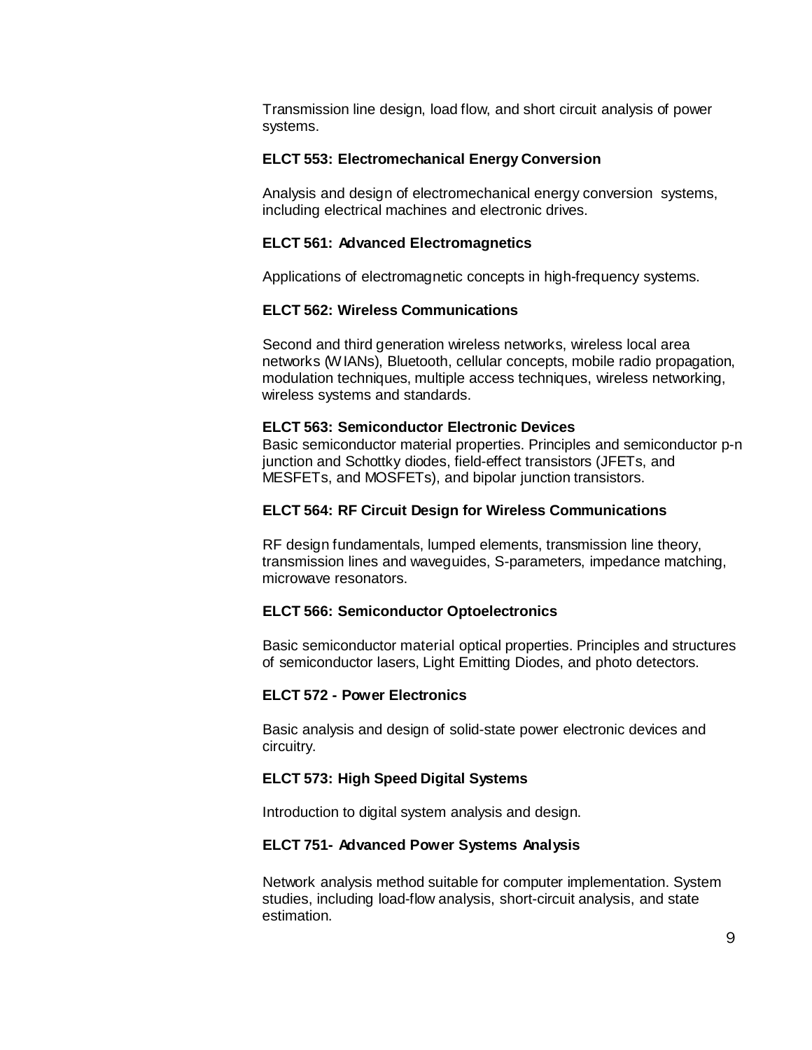Transmission line design, load flow, and short circuit analysis of power systems.

**ELCT 553: Electromechanical Energy Conversion**

Analysis and design of electromechanical energy conversion systems, including electrical machines and electronic drives.

**ELCT 561: Advanced Electromagnetics**

Applications of electromagnetic concepts in high-frequency systems.

**ELCT 562: Wireless Communications**

Second and third generation wireless networks, wireless local area networks (WIANs), Bluetooth, cellular concepts, mobile radio propagation, modulation techniques, multiple access techniques, wireless networking, wireless systems and standards.

**ELCT 563: Semiconductor Electronic Devices**

Basic semiconductor material properties. Principles and semiconductor p-n junction and Schottky diodes, field-effect transistors (JFETs, and MESFETs, and MOSFETs), and bipolar junction transistors.

**ELCT 564: RF Circuit Design for Wireless Communications**

RF design fundamentals, lumped elements, transmission line theory, transmission lines and waveguides, S-parameters, impedance matching, microwave resonators.

**ELCT 566: Semiconductor Optoelectronics**

Basic semiconductor material optical properties. Principles and structures of semiconductor lasers, Light Emitting Diodes, and photo detectors.

**ELCT 572 - Power Electronics**

Basic analysis and design of solid-state power electronic devices and circuitry.

**ELCT 573: High Speed Digital Systems**

Introduction to digital system analysis and design.

**ELCT 751- Advanced Power Systems Analysis**

Network analysis method suitable for computer implementation. System studies, including load-flow analysis, short-circuit analysis, and state estimation.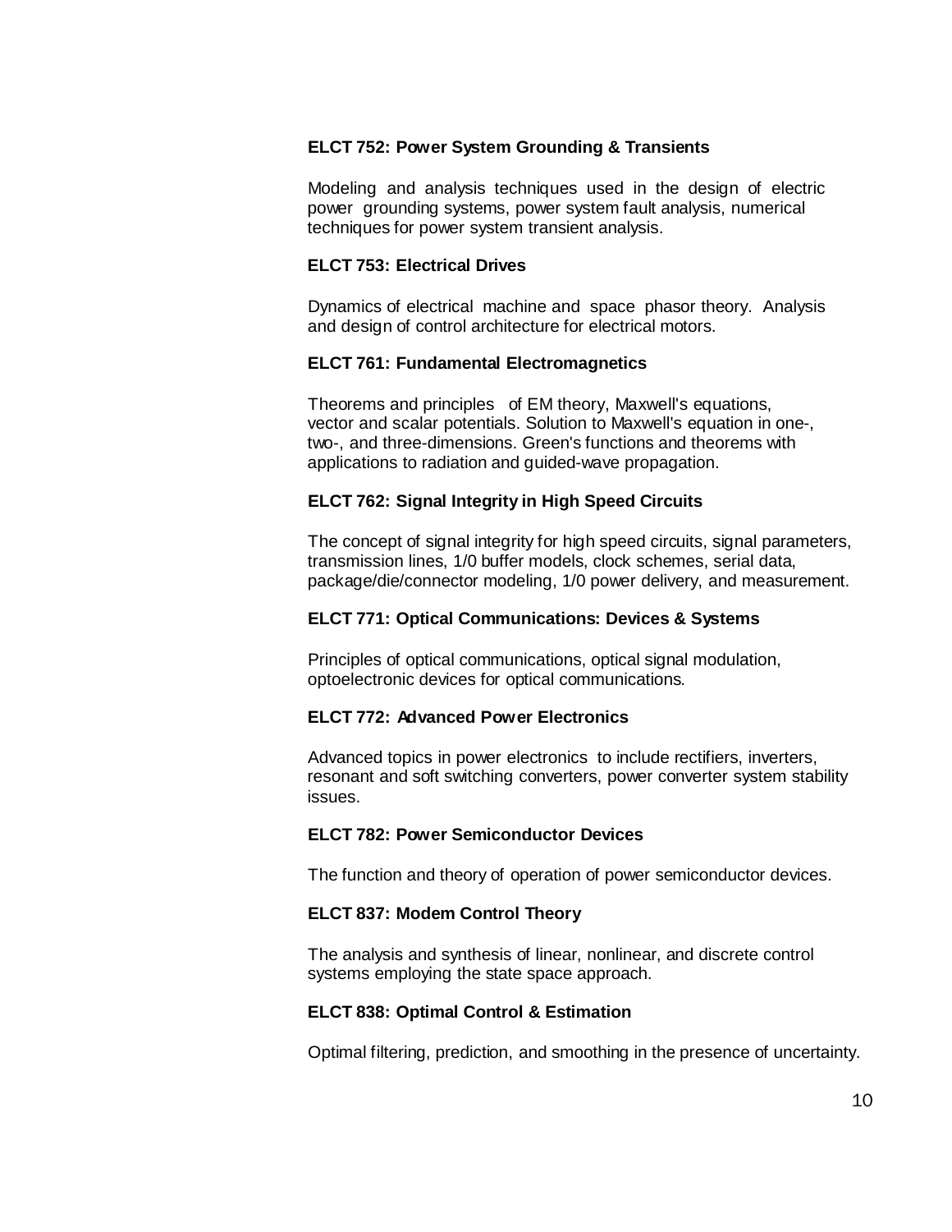**ELCT 752: Power System Grounding & Transients**

Modeling and analysis techniques used in the design of electric power grounding systems, power system fault analysis, numerical techniques for power system transient analysis.

**ELCT 753: Electrical Drives**

Dynamics of electrical machine and space phasor theory. Analysis and design of control architecture for electrical motors.

**ELCT 761: Fundamental Electromagnetics**

Theorems and principles of EM theory, Maxwell's equations, vector and scalar potentials. Solution to Maxwell's equation in one-, two-, and three-dimensions. Green's functions and theorems with applications to radiation and guided-wave propagation.

**ELCT 762: Signal Integrity in High Speed Circuits**

The concept of signal integrity for high speed circuits, signal parameters, transmission lines, 1/0 buffer models, clock schemes, serial data, package/die/connector modeling, 1/0 power delivery, and measurement.

**ELCT 771: Optical Communications: Devices & Systems**

Principles of optical communications, optical signal modulation, optoelectronic devices for optical communications.

**ELCT 772: Advanced Power Electronics**

Advanced topics in power electronics to include rectifiers, inverters, resonant and soft switching converters, power converter system stability issues.

**ELCT 782: Power Semiconductor Devices**

The function and theory of operation of power semiconductor devices.

**ELCT 837: Modem Control Theory**

The analysis and synthesis of linear, nonlinear, and discrete control systems employing the state space approach.

**ELCT 838: Optimal Control & Estimation**

Optimal filtering, prediction, and smoothing in the presence of uncertainty.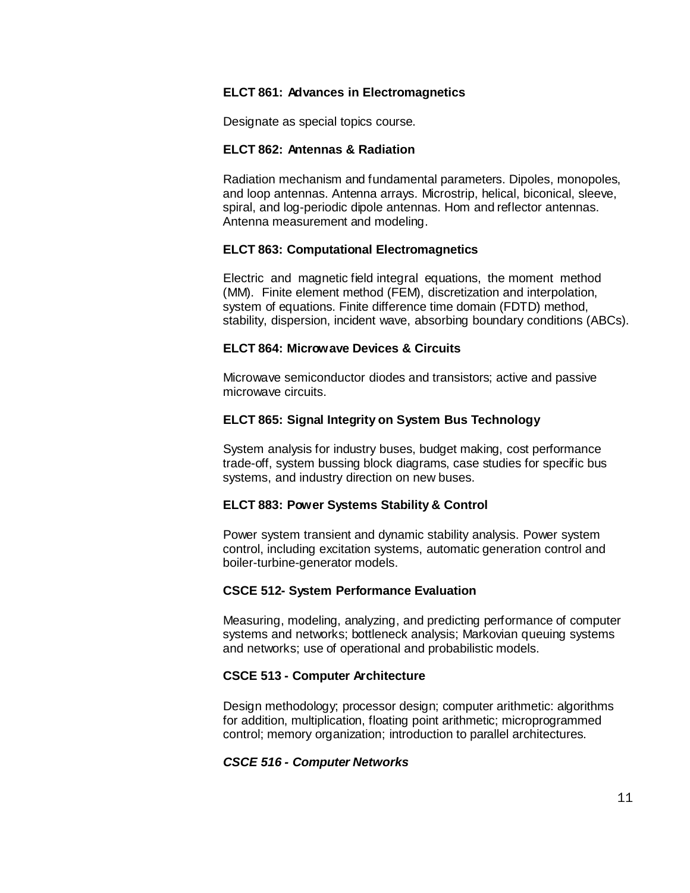**ELCT 861: Advances in Electromagnetics**

Designate as special topics course.

**ELCT 862: Antennas & Radiation**

Radiation mechanism and fundamental parameters. Dipoles, monopoles, and loop antennas. Antenna arrays. Microstrip, helical, biconical, sleeve, spiral, and log-periodic dipole antennas. Hom and reflector antennas. Antenna measurement and modeling.

**ELCT 863: Computational Electromagnetics**

Electric and magnetic field integral equations, the moment method (MM). Finite element method (FEM), discretization and interpolation, system of equations. Finite difference time domain (FDTD) method, stability, dispersion, incident wave, absorbing boundary conditions (ABCs).

**ELCT 864: Microwave Devices & Circuits**

Microwave semiconductor diodes and transistors; active and passive microwave circuits.

**ELCT 865: Signal Integrity on System Bus Technology**

System analysis for industry buses, budget making, cost performance trade-off, system bussing block diagrams, case studies for specific bus systems, and industry direction on new buses.

**ELCT 883: Power Systems Stability & Control**

Power system transient and dynamic stability analysis. Power system control, including excitation systems, automatic generation control and boiler-turbine-generator models.

**CSCE 512- System Performance Evaluation**

Measuring, modeling, analyzing, and predicting performance of computer systems and networks; bottleneck analysis; Markovian queuing systems and networks; use of operational and probabilistic models.

**CSCE 513 - Computer Architecture**

Design methodology; processor design; computer arithmetic: algorithms for addition, multiplication, floating point arithmetic; microprogrammed control; memory organization; introduction to parallel architectures.

***CSCE 516 - Computer Networks***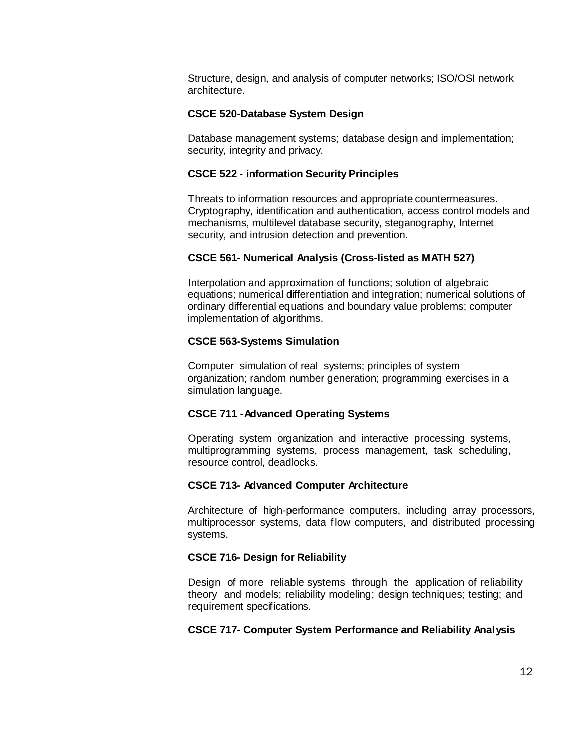Structure, design, and analysis of computer networks; ISO/OSI network architecture.

**CSCE 520-Database System Design**

Database management systems; database design and implementation; security, integrity and privacy.

**CSCE 522 - information Security Principles**

Threats to information resources and appropriate countermeasures. Cryptography, identification and authentication, access control models and mechanisms, multilevel database security, steganography, Internet security, and intrusion detection and prevention.

**CSCE 561- Numerical Analysis (Cross-listed as MATH 527)**

Interpolation and approximation of functions; solution of algebraic equations; numerical differentiation and integration; numerical solutions of ordinary differential equations and boundary value problems; computer implementation of algorithms.

**CSCE 563-Systems Simulation**

Computer simulation of real systems; principles of system organization; random number generation; programming exercises in a simulation language.

**CSCE 711 -Advanced Operating Systems**

Operating system organization and interactive processing systems, multiprogramming systems, process management, task scheduling, resource control, deadlocks.

**CSCE 713- Advanced Computer Architecture**

Architecture of high-performance computers, including array processors, multiprocessor systems, data flow computers, and distributed processing systems.

**CSCE 716- Design for Reliability**

Design of more reliable systems through the application of reliability theory and models; reliability modeling; design techniques; testing; and requirement specifications.

**CSCE 717- Computer System Performance and Reliability Analysis**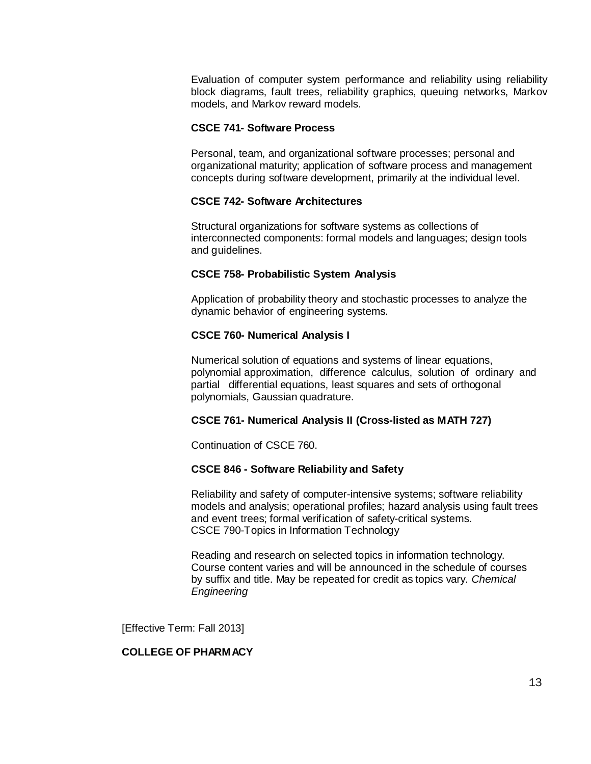Evaluation of computer system performance and reliability using reliability block diagrams, fault trees, reliability graphics, queuing networks, Markov models, and Markov reward models.

**CSCE 741- Software Process**

Personal, team, and organizational software processes; personal and organizational maturity; application of software process and management concepts during software development, primarily at the individual level.

**CSCE 742- Software Architectures**

Structural organizations for software systems as collections of interconnected components: formal models and languages; design tools and guidelines.

**CSCE 758- Probabilistic System Analysis**

Application of probability theory and stochastic processes to analyze the dynamic behavior of engineering systems.

**CSCE 760- Numerical Analysis I**

Numerical solution of equations and systems of linear equations, polynomial approximation, difference calculus, solution of ordinary and partial differential equations, least squares and sets of orthogonal polynomials, Gaussian quadrature.

**CSCE 761- Numerical Analysis II (Cross-listed as MATH 727)**

Continuation of CSCE 760.

**CSCE 846 - Software Reliability and Safety**

Reliability and safety of computer-intensive systems; software reliability models and analysis; operational profiles; hazard analysis using fault trees and event trees; formal verification of safety-critical systems.
CSCE 790-Topics in Information Technology

Reading and research on selected topics in information technology. Course content varies and will be announced in the schedule of courses by suffix and title. May be repeated for credit as topics vary. *Chemical Engineering*

[Effective Term: Fall 2013]

**COLLEGE OF PHARMACY**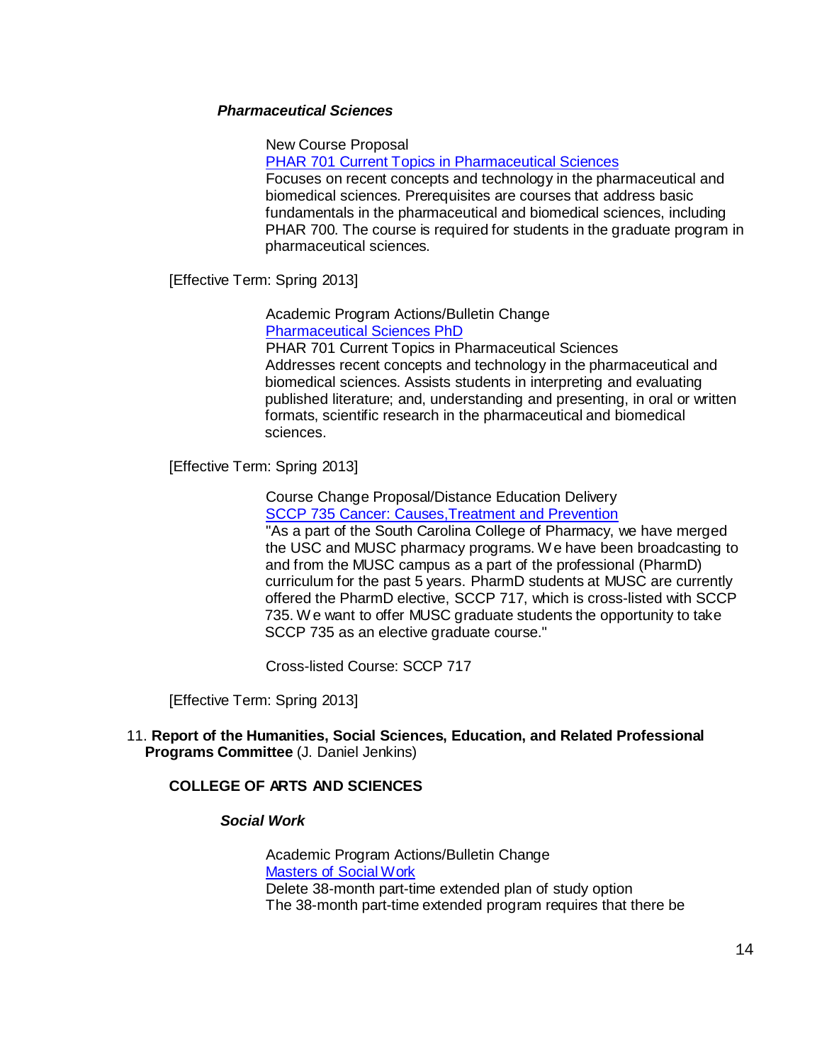***Pharmaceutical Sciences***

New Course Proposal
PHAR 701 Current Topics in Pharmaceutical Sciences
Focuses on recent concepts and technology in the pharmaceutical and biomedical sciences. Prerequisites are courses that address basic fundamentals in the pharmaceutical and biomedical sciences, including PHAR 700. The course is required for students in the graduate program in pharmaceutical sciences.

[Effective Term: Spring 2013]

Academic Program Actions/Bulletin Change
Pharmaceutical Sciences PhD
PHAR 701 Current Topics in Pharmaceutical Sciences
Addresses recent concepts and technology in the pharmaceutical and biomedical sciences. Assists students in interpreting and evaluating published literature; and, understanding and presenting, in oral or written formats, scientific research in the pharmaceutical and biomedical sciences.

[Effective Term: Spring 2013]

Course Change Proposal/Distance Education Delivery
SCCP 735 Cancer: Causes,Treatment and Prevention
"As a part of the South Carolina College of Pharmacy, we have merged the USC and MUSC pharmacy programs. We have been broadcasting to and from the MUSC campus as a part of the professional (PharmD) curriculum for the past 5 years. PharmD students at MUSC are currently offered the PharmD elective, SCCP 717, which is cross-listed with SCCP 735. We want to offer MUSC graduate students the opportunity to take SCCP 735 as an elective graduate course."

Cross-listed Course: SCCP 717

[Effective Term: Spring 2013]

11. **Report of the Humanities, Social Sciences, Education, and Related Professional Programs Committee** (J. Daniel Jenkins)

**COLLEGE OF ARTS AND SCIENCES**

***Social Work***

Academic Program Actions/Bulletin Change
Masters of Social Work
Delete 38-month part-time extended plan of study option
The 38-month part-time extended program requires that there be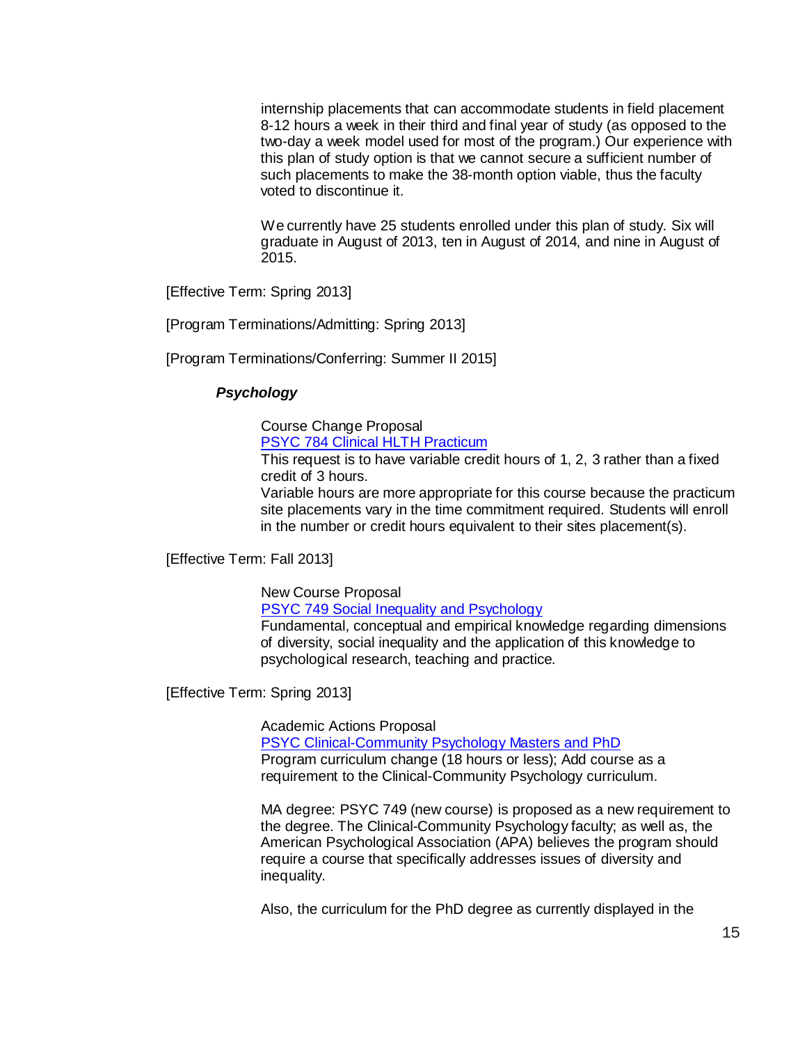internship placements that can accommodate students in field placement 8-12 hours a week in their third and final year of study (as opposed to the two-day a week model used for most of the program.) Our experience with this plan of study option is that we cannot secure a sufficient number of such placements to make the 38-month option viable, thus the faculty voted to discontinue it.

We currently have 25 students enrolled under this plan of study. Six will graduate in August of 2013, ten in August of 2014, and nine in August of 2015.

[Effective Term: Spring 2013]

[Program Terminations/Admitting: Spring 2013]

[Program Terminations/Conferring: Summer II 2015]

***Psychology***

Course Change Proposal
PSYC 784 Clinical HLTH Practicum
This request is to have variable credit hours of 1, 2, 3 rather than a fixed credit of 3 hours.
Variable hours are more appropriate for this course because the practicum site placements vary in the time commitment required. Students will enroll in the number or credit hours equivalent to their sites placement(s).

[Effective Term: Fall 2013]

New Course Proposal
PSYC 749 Social Inequality and Psychology
Fundamental, conceptual and empirical knowledge regarding dimensions of diversity, social inequality and the application of this knowledge to psychological research, teaching and practice.

[Effective Term: Spring 2013]

Academic Actions Proposal
PSYC Clinical-Community Psychology Masters and PhD
Program curriculum change (18 hours or less); Add course as a requirement to the Clinical-Community Psychology curriculum.

MA degree: PSYC 749 (new course) is proposed as a new requirement to the degree. The Clinical-Community Psychology faculty; as well as, the American Psychological Association (APA) believes the program should require a course that specifically addresses issues of diversity and inequality.

Also, the curriculum for the PhD degree as currently displayed in the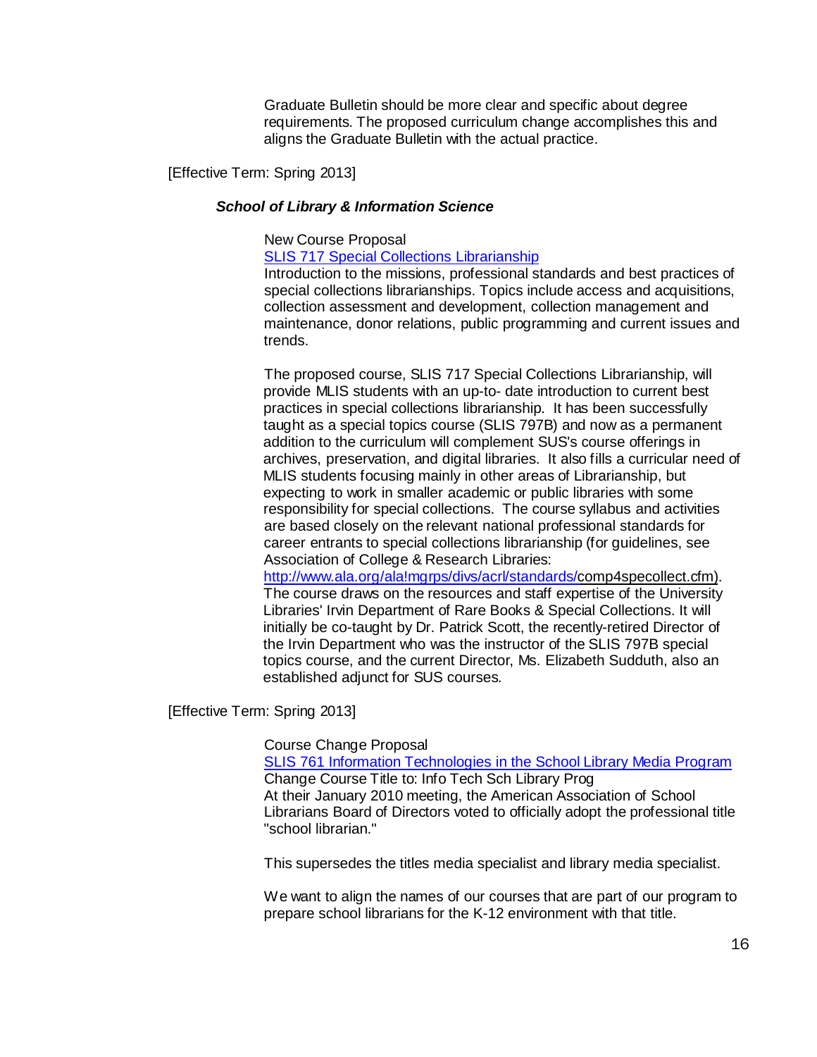Graduate Bulletin should be more clear and specific about degree requirements. The proposed curriculum change accomplishes this and aligns the Graduate Bulletin with the actual practice.

[Effective Term: Spring 2013]

***School of Library & Information Science***

New Course Proposal

SLIS 717 Special Collections Librarianship

Introduction to the missions, professional standards and best practices of special collections librarianships. Topics include access and acquisitions, collection assessment and development, collection management and maintenance, donor relations, public programming and current issues and trends.

The proposed course, SLIS 717 Special Collections Librarianship, will provide MLIS students with an up-to- date introduction to current best practices in special collections librarianship. It has been successfully taught as a special topics course (SLIS 797B) and now as a permanent addition to the curriculum will complement SUS's course offerings in archives, preservation, and digital libraries. It also fills a curricular need of MLIS students focusing mainly in other areas of Librarianship, but expecting to work in smaller academic or public libraries with some responsibility for special collections. The course syllabus and activities are based closely on the relevant national professional standards for career entrants to special collections librarianship (for guidelines, see Association of College & Research Libraries: http://www.ala.org/ala!mgrps/divs/acrl/standards/comp4specollect.cfm). The course draws on the resources and staff expertise of the University Libraries' Irvin Department of Rare Books & Special Collections. It will initially be co-taught by Dr. Patrick Scott, the recently-retired Director of the Irvin Department who was the instructor of the SLIS 797B special topics course, and the current Director, Ms. Elizabeth Sudduth, also an established adjunct for SUS courses.

[Effective Term: Spring 2013]

Course Change Proposal

SLIS 761 Information Technologies in the School Library Media Program

Change Course Title to: Info Tech Sch Library Prog

At their January 2010 meeting, the American Association of School Librarians Board of Directors voted to officially adopt the professional title "school librarian."

This supersedes the titles media specialist and library media specialist.

We want to align the names of our courses that are part of our program to prepare school librarians for the K-12 environment with that title.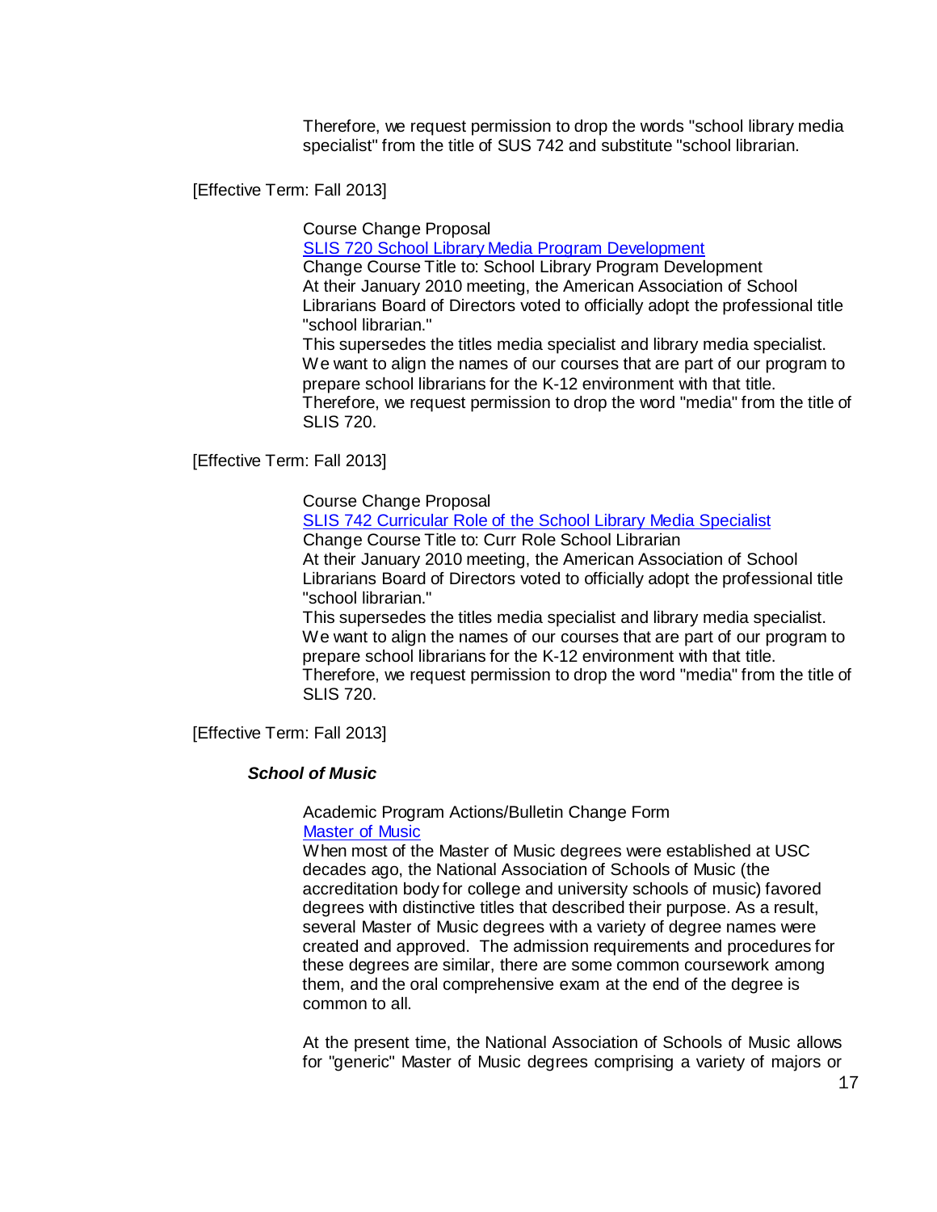Therefore, we request permission to drop the words "school library media specialist" from the title of SUS 742 and substitute "school librarian.

[Effective Term: Fall 2013]

Course Change Proposal
[SLIS 720 School Library Media Program Development]
Change Course Title to: School Library Program Development
At their January 2010 meeting, the American Association of School Librarians Board of Directors voted to officially adopt the professional title "school librarian."
This supersedes the titles media specialist and library media specialist. We want to align the names of our courses that are part of our program to prepare school librarians for the K-12 environment with that title.
Therefore, we request permission to drop the word "media" from the title of SLIS 720.

[Effective Term: Fall 2013]

Course Change Proposal
[SLIS 742 Curricular Role of the School Library Media Specialist]
Change Course Title to: Curr Role School Librarian
At their January 2010 meeting, the American Association of School Librarians Board of Directors voted to officially adopt the professional title "school librarian."
This supersedes the titles media specialist and library media specialist. We want to align the names of our courses that are part of our program to prepare school librarians for the K-12 environment with that title.
Therefore, we request permission to drop the word "media" from the title of SLIS 720.

[Effective Term: Fall 2013]

***School of Music***

Academic Program Actions/Bulletin Change Form
[Master of Music]
When most of the Master of Music degrees were established at USC decades ago, the National Association of Schools of Music (the accreditation body for college and university schools of music) favored degrees with distinctive titles that described their purpose. As a result, several Master of Music degrees with a variety of degree names were created and approved. The admission requirements and procedures for these degrees are similar, there are some common coursework among them, and the oral comprehensive exam at the end of the degree is common to all.

At the present time, the National Association of Schools of Music allows for "generic" Master of Music degrees comprising a variety of majors or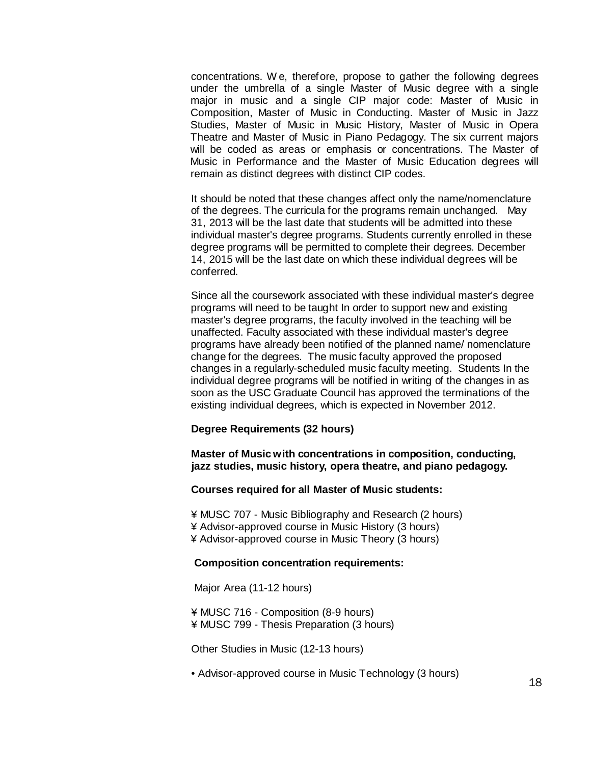concentrations. We, therefore, propose to gather the following degrees under the umbrella of a single Master of Music degree with a single major in music and a single CIP major code: Master of Music in Composition, Master of Music in Conducting. Master of Music in Jazz Studies, Master of Music in Music History, Master of Music in Opera Theatre and Master of Music in Piano Pedagogy. The six current majors will be coded as areas or emphasis or concentrations. The Master of Music in Performance and the Master of Music Education degrees will remain as distinct degrees with distinct CIP codes.

It should be noted that these changes affect only the name/nomenclature of the degrees. The curricula for the programs remain unchanged. May 31, 2013 will be the last date that students will be admitted into these individual master's degree programs. Students currently enrolled in these degree programs will be permitted to complete their degrees. December 14, 2015 will be the last date on which these individual degrees will be conferred.

Since all the coursework associated with these individual master's degree programs will need to be taught In order to support new and existing master's degree programs, the faculty involved in the teaching will be unaffected. Faculty associated with these individual master's degree programs have already been notified of the planned name/ nomenclature change for the degrees. The music faculty approved the proposed changes in a regularly-scheduled music faculty meeting. Students In the individual degree programs will be notified in writing of the changes in as soon as the USC Graduate Council has approved the terminations of the existing individual degrees, which is expected in November 2012.

**Degree Requirements (32 hours)**

**Master of Music with concentrations in composition, conducting, jazz studies, music history, opera theatre, and piano pedagogy.**

**Courses required for all Master of Music students:**

¥ MUSC 707 - Music Bibliography and Research (2 hours)
¥ Advisor-approved course in Music History (3 hours)
¥ Advisor-approved course in Music Theory (3 hours)

**Composition concentration requirements:**

Major Area (11-12 hours)

¥ MUSC 716 - Composition (8-9 hours)
¥ MUSC 799 - Thesis Preparation (3 hours)

Other Studies in Music (12-13 hours)

• Advisor-approved course in Music Technology (3 hours)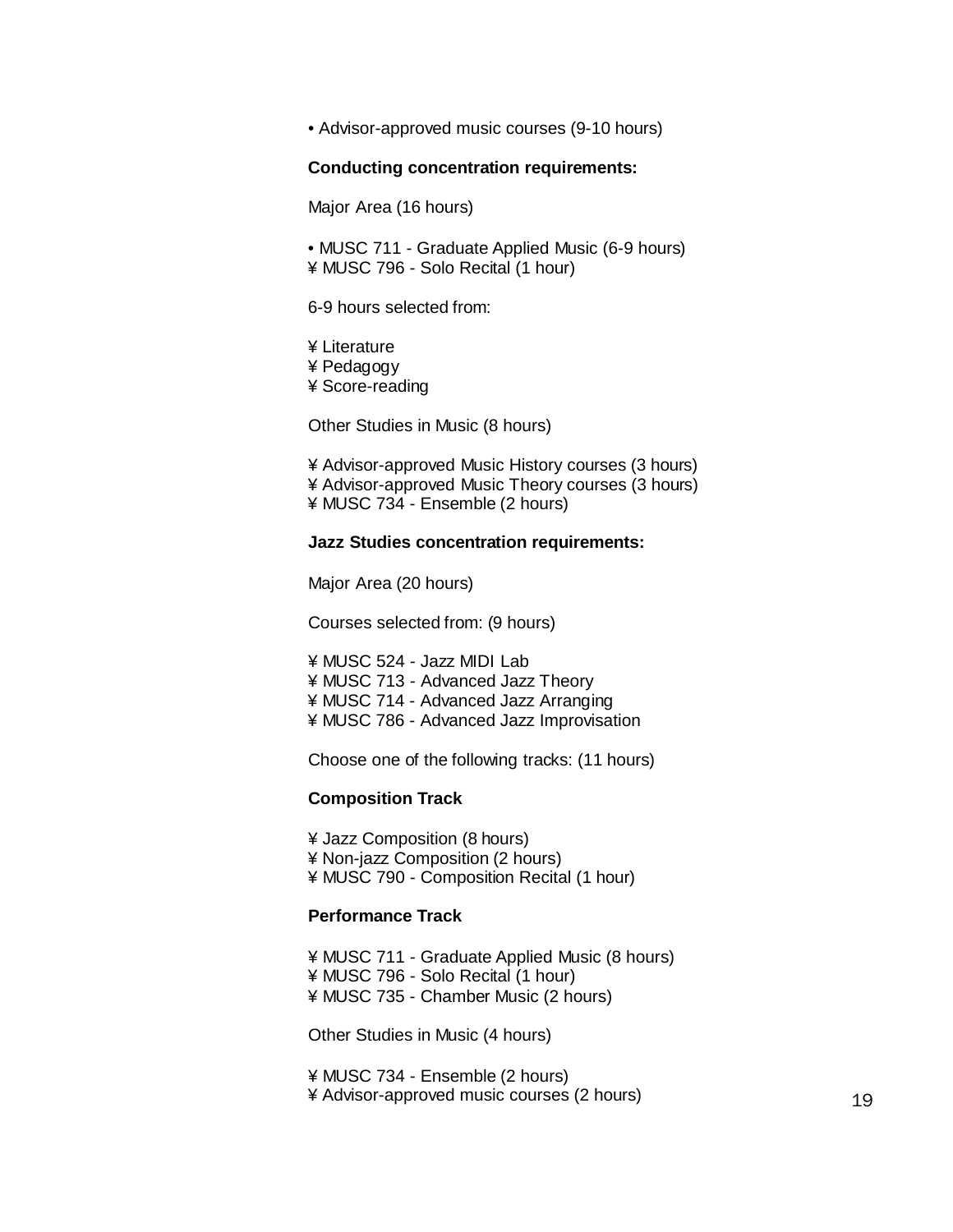• Advisor-approved music courses (9-10 hours)

**Conducting concentration requirements:**

Major Area (16 hours)

• MUSC 711 - Graduate Applied Music (6-9 hours)
¥ MUSC 796 - Solo Recital (1 hour)

6-9 hours selected from:

¥ Literature
¥ Pedagogy
¥ Score-reading

Other Studies in Music (8 hours)

¥ Advisor-approved Music History courses (3 hours)
¥ Advisor-approved Music Theory courses (3 hours)
¥ MUSC 734 - Ensemble (2 hours)

**Jazz Studies concentration requirements:**

Major Area (20 hours)

Courses selected from: (9 hours)

¥ MUSC 524 - Jazz MIDI Lab
¥ MUSC 713 - Advanced Jazz Theory
¥ MUSC 714 - Advanced Jazz Arranging
¥ MUSC 786 - Advanced Jazz Improvisation

Choose one of the following tracks: (11 hours)

**Composition Track**

¥ Jazz Composition (8 hours)
¥ Non-jazz Composition (2 hours)
¥ MUSC 790 - Composition Recital (1 hour)

**Performance Track**

¥ MUSC 711 - Graduate Applied Music (8 hours)
¥ MUSC 796 - Solo Recital (1 hour)
¥ MUSC 735 - Chamber Music (2 hours)

Other Studies in Music (4 hours)

¥ MUSC 734 - Ensemble (2 hours)
¥ Advisor-approved music courses (2 hours)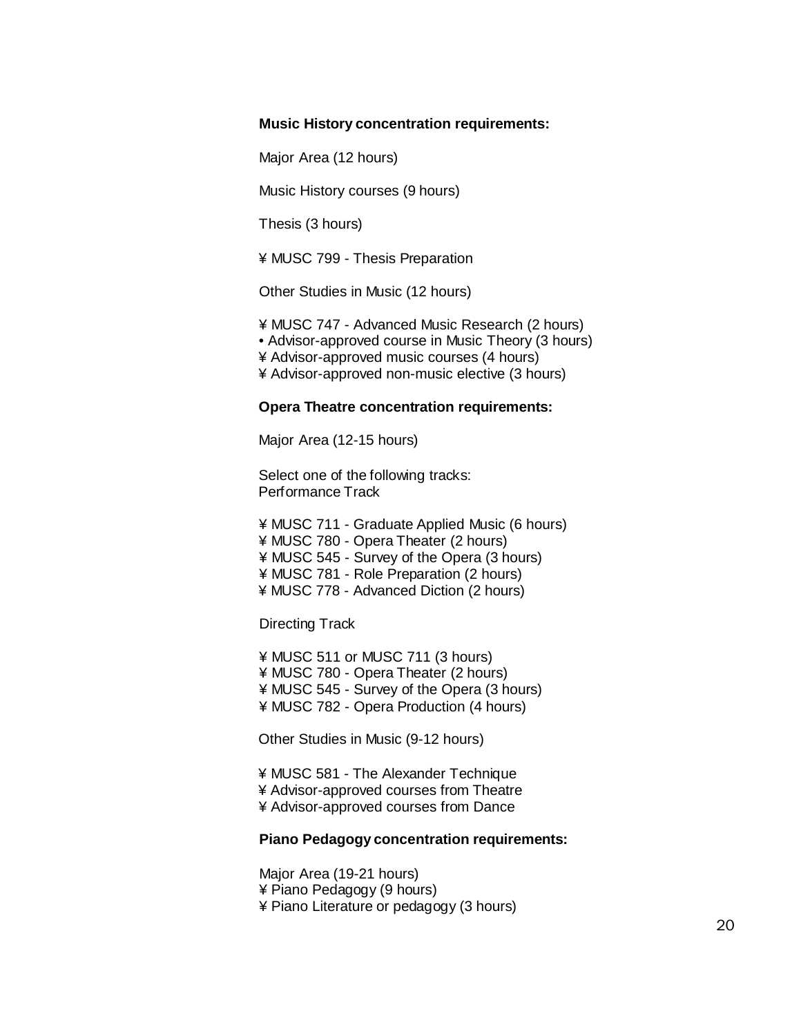**Music History concentration requirements:**

Major Area (12 hours)

Music History courses (9 hours)

Thesis (3 hours)

¥ MUSC 799 - Thesis Preparation

Other Studies in Music (12 hours)

¥ MUSC 747 - Advanced Music Research (2 hours)
• Advisor-approved course in Music Theory (3 hours)
¥ Advisor-approved music courses (4 hours)
¥ Advisor-approved non-music elective (3 hours)

**Opera Theatre concentration requirements:**

Major Area (12-15 hours)

Select one of the following tracks:
Performance Track

¥ MUSC 711 - Graduate Applied Music (6 hours)
¥ MUSC 780 - Opera Theater (2 hours)
¥ MUSC 545 - Survey of the Opera (3 hours)
¥ MUSC 781 - Role Preparation (2 hours)
¥ MUSC 778 - Advanced Diction (2 hours)

Directing Track

¥ MUSC 511 or MUSC 711 (3 hours)
¥ MUSC 780 - Opera Theater (2 hours)
¥ MUSC 545 - Survey of the Opera (3 hours)
¥ MUSC 782 - Opera Production (4 hours)

Other Studies in Music (9-12 hours)

¥ MUSC 581 - The Alexander Technique
¥ Advisor-approved courses from Theatre
¥ Advisor-approved courses from Dance

**Piano Pedagogy concentration requirements:**

Major Area (19-21 hours)
¥ Piano Pedagogy (9 hours)
¥ Piano Literature or pedagogy (3 hours)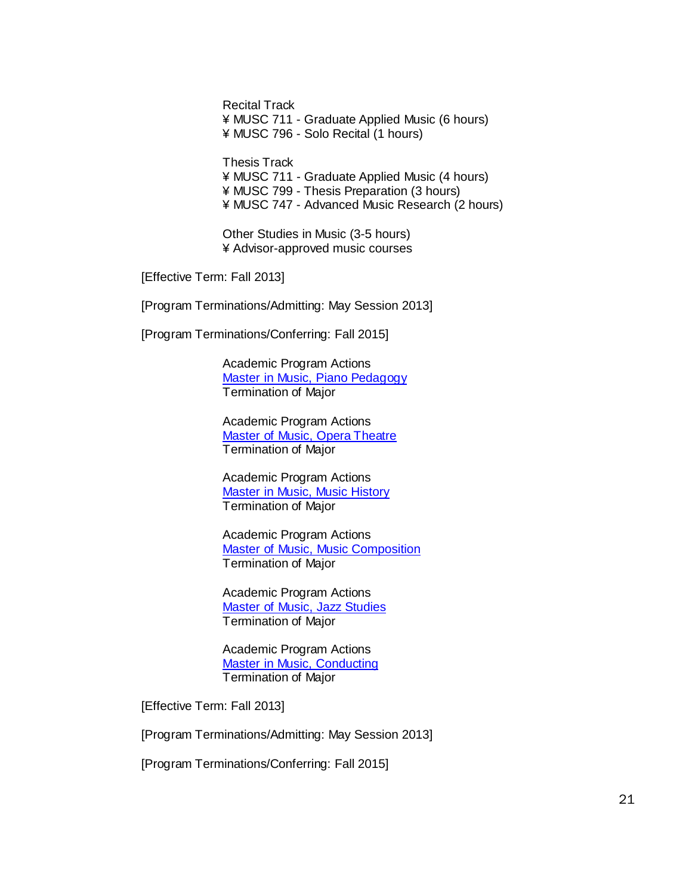Recital Track
¥ MUSC 711 - Graduate Applied Music (6 hours)
¥ MUSC 796 - Solo Recital (1 hours)

Thesis Track
¥ MUSC 711 - Graduate Applied Music (4 hours)
¥ MUSC 799 - Thesis Preparation (3 hours)
¥ MUSC 747 - Advanced Music Research (2 hours)

Other Studies in Music (3-5 hours)
¥ Advisor-approved music courses

[Effective Term: Fall 2013]

[Program Terminations/Admitting: May Session 2013]

[Program Terminations/Conferring: Fall 2015]

Academic Program Actions
Master in Music, Piano Pedagogy
Termination of Major

Academic Program Actions
Master of Music, Opera Theatre
Termination of Major

Academic Program Actions
Master in Music, Music History
Termination of Major

Academic Program Actions
Master of Music, Music Composition
Termination of Major

Academic Program Actions
Master of Music, Jazz Studies
Termination of Major

Academic Program Actions
Master in Music, Conducting
Termination of Major

[Effective Term: Fall 2013]

[Program Terminations/Admitting: May Session 2013]

[Program Terminations/Conferring: Fall 2015]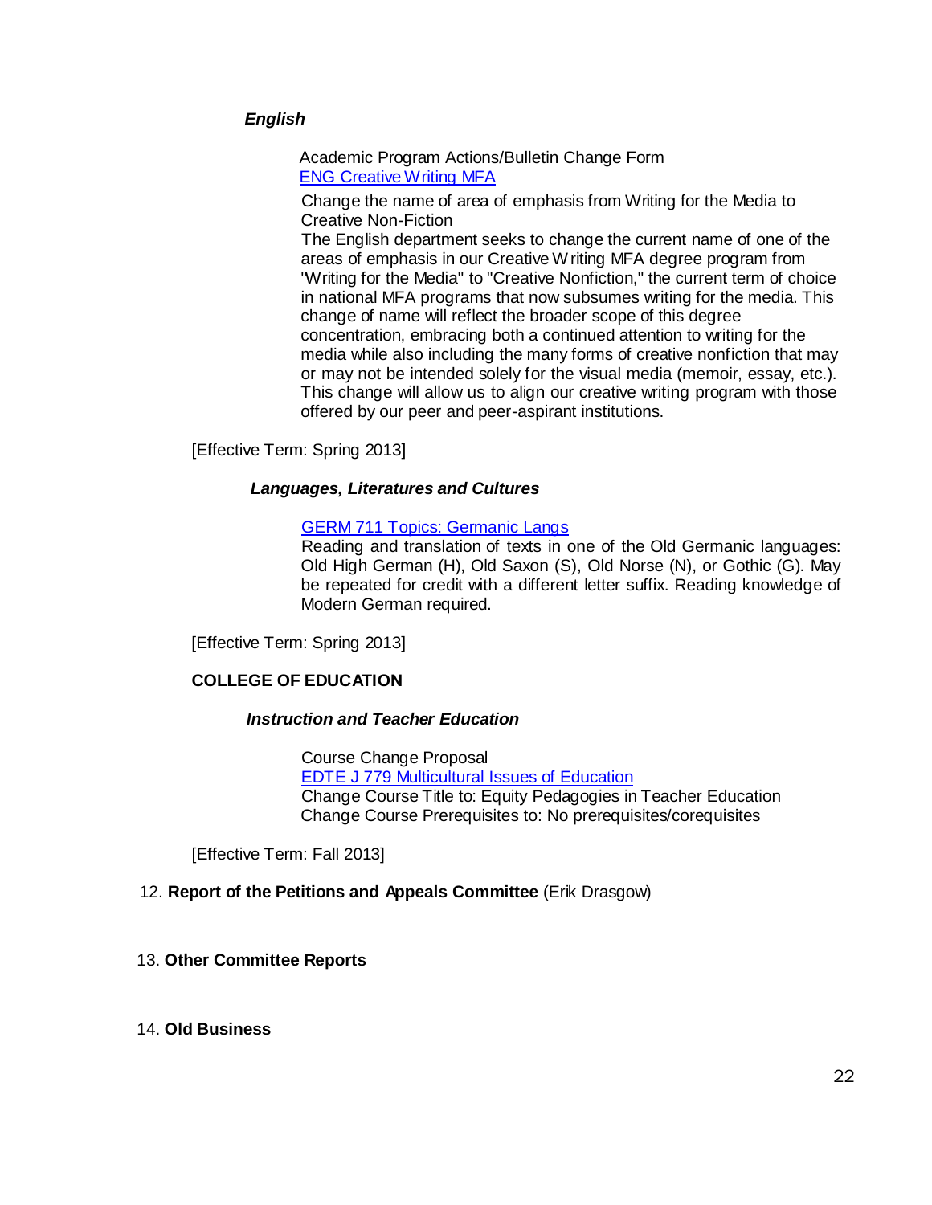***English***

Academic Program Actions/Bulletin Change Form
ENG Creative Writing MFA

Change the name of area of emphasis from Writing for the Media to Creative Non-Fiction

The English department seeks to change the current name of one of the areas of emphasis in our Creative Writing MFA degree program from "Writing for the Media" to "Creative Nonfiction," the current term of choice in national MFA programs that now subsumes writing for the media. This change of name will reflect the broader scope of this degree concentration, embracing both a continued attention to writing for the media while also including the many forms of creative nonfiction that may or may not be intended solely for the visual media (memoir, essay, etc.). This change will allow us to align our creative writing program with those offered by our peer and peer-aspirant institutions.

[Effective Term: Spring 2013]

***Languages, Literatures and Cultures***

GERM 711 Topics: Germanic Langs

Reading and translation of texts in one of the Old Germanic languages: Old High German (H), Old Saxon (S), Old Norse (N), or Gothic (G). May be repeated for credit with a different letter suffix. Reading knowledge of Modern German required.

[Effective Term: Spring 2013]

**COLLEGE OF EDUCATION**

***Instruction and Teacher Education***

Course Change Proposal
EDTE J 779 Multicultural Issues of Education
Change Course Title to: Equity Pedagogies in Teacher Education
Change Course Prerequisites to: No prerequisites/corequisites

[Effective Term: Fall 2013]

12. **Report of the Petitions and Appeals Committee** (Erik Drasgow)

13. **Other Committee Reports**

14. **Old Business**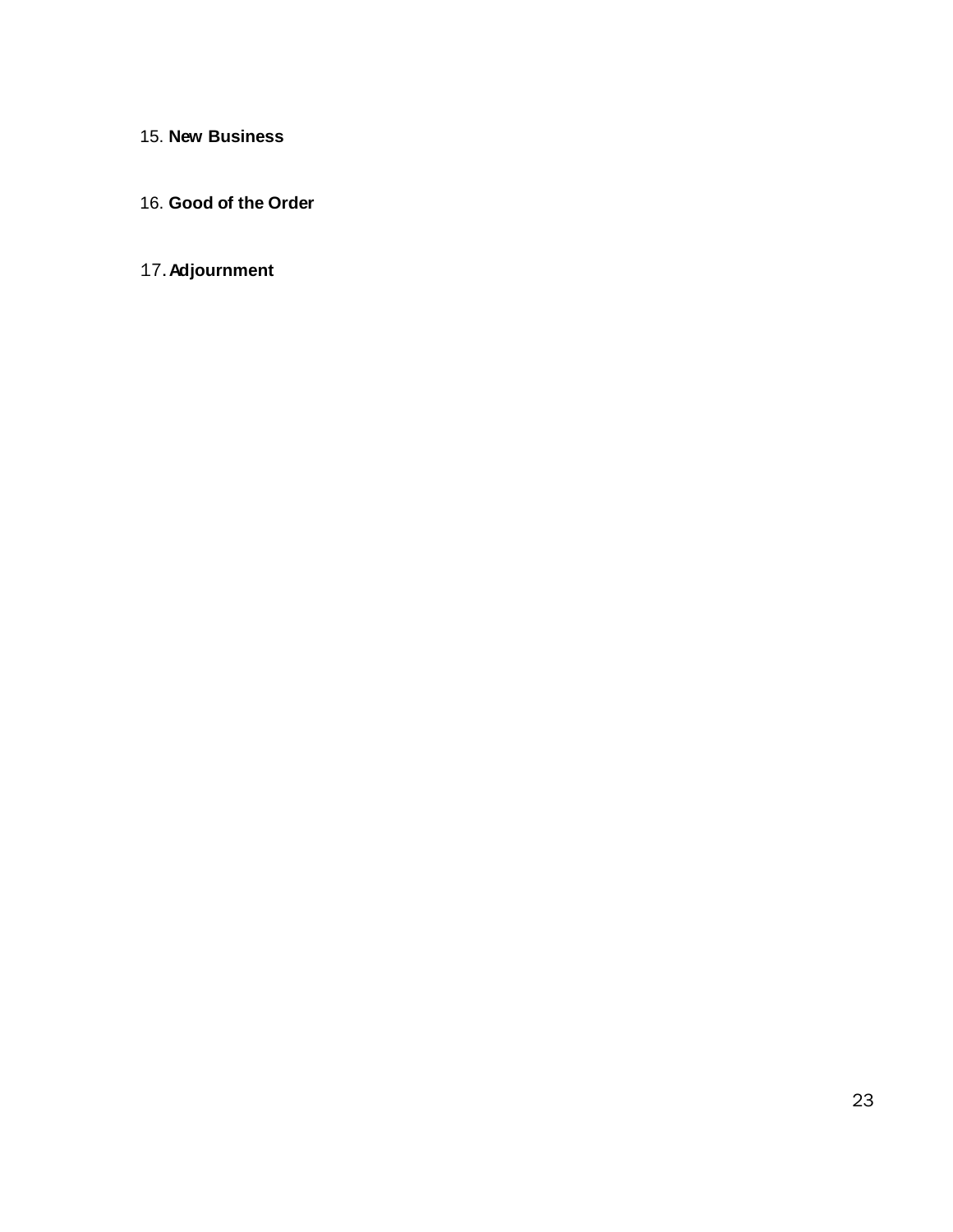15. **New Business**

16. **Good of the Order**

17. **Adjournment**